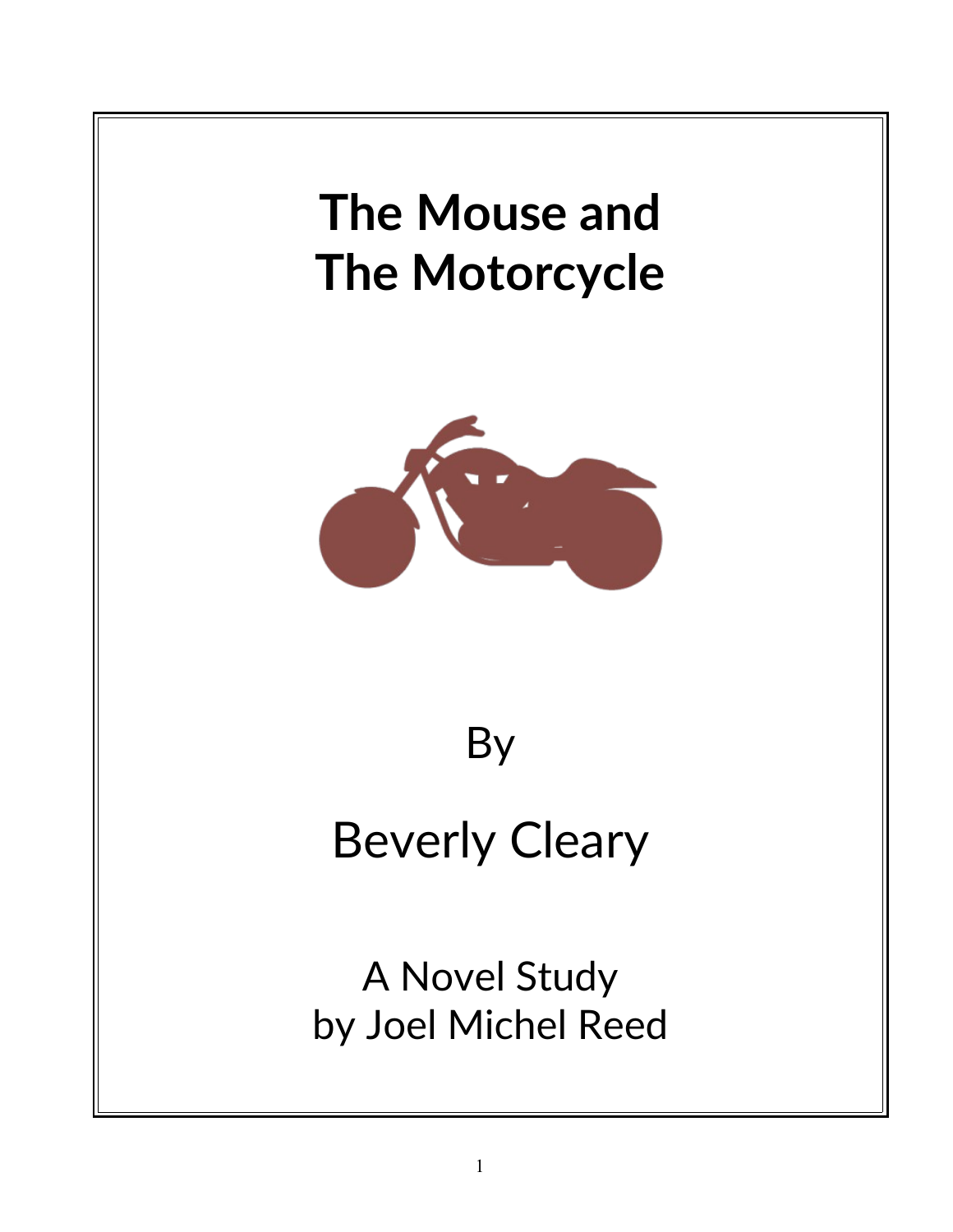# The Mouse and The Motorcycle

By

Beverly Cleary

A Novel Study
by Joel Michel Reed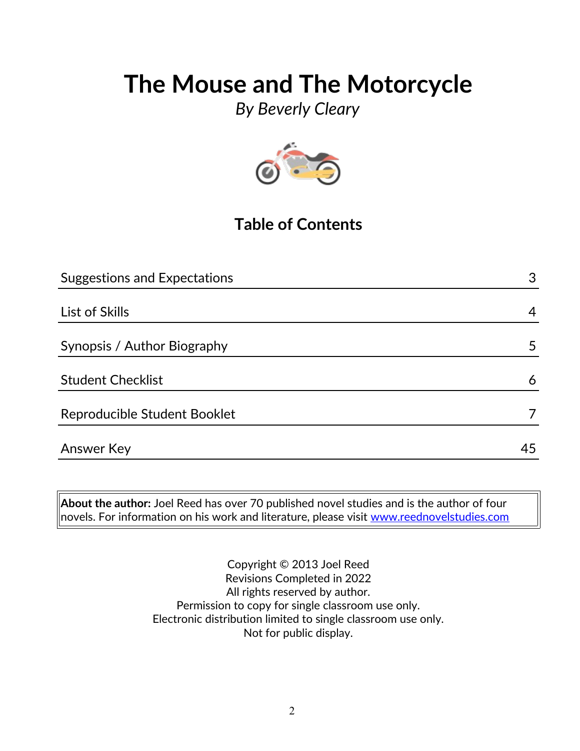# The Mouse and The Motorcycle

*By Beverly Cleary*

## Table of Contents

| | |
|---|---|
| Suggestions and Expectations | 3 |
| List of Skills | 4 |
| Synopsis / Author Biography | 5 |
| Student Checklist | 6 |
| Reproducible Student Booklet | 7 |
| Answer Key | 45 |

**About the author:** Joel Reed has over 70 published novel studies and is the author of four novels. For information on his work and literature, please visit www.reednovelstudies.com

Copyright © 2013 Joel Reed
Revisions Completed in 2022
All rights reserved by author.
Permission to copy for single classroom use only.
Electronic distribution limited to single classroom use only.
Not for public display.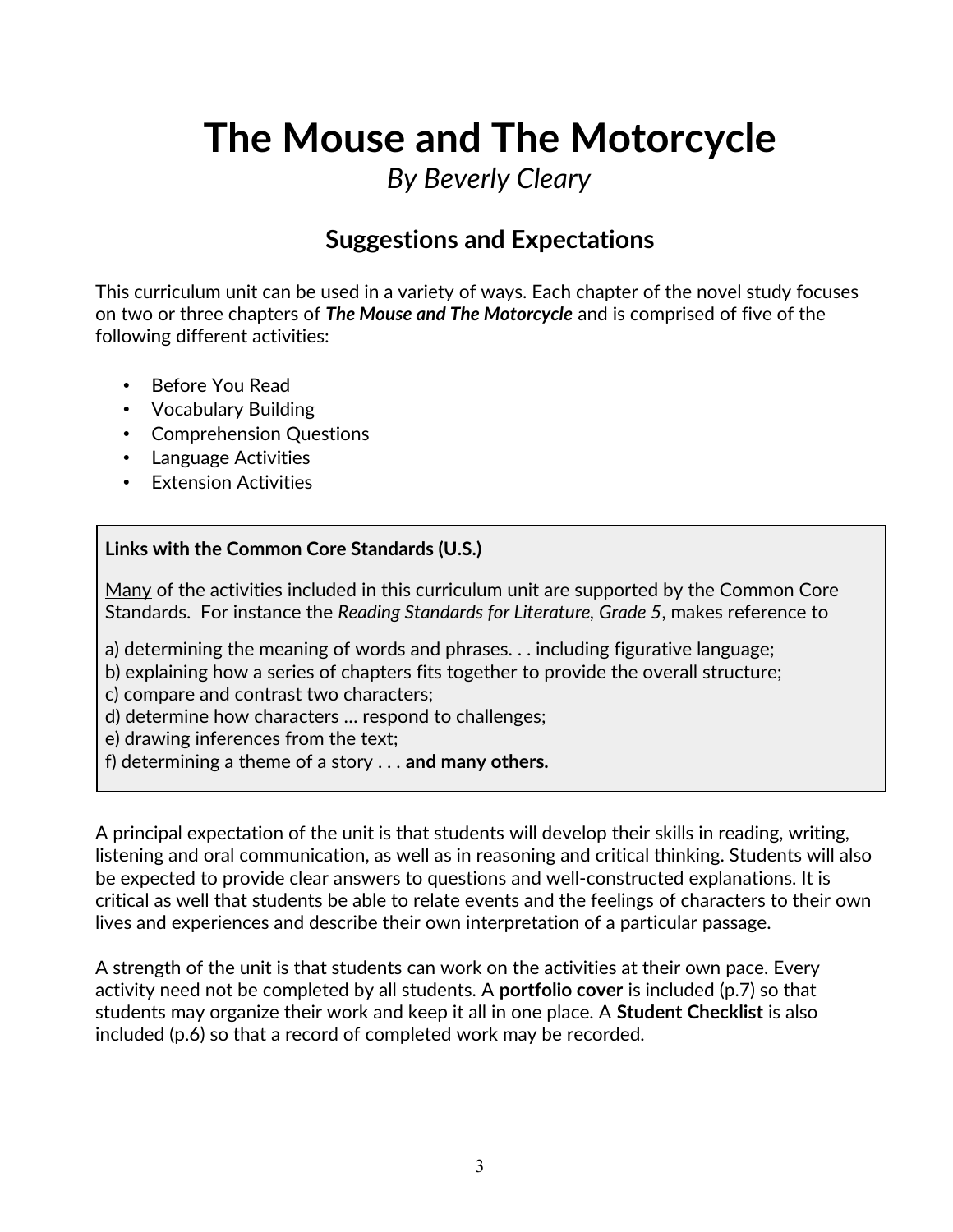# The Mouse and The Motorcycle

*By Beverly Cleary*

## Suggestions and Expectations

This curriculum unit can be used in a variety of ways. Each chapter of the novel study focuses on two or three chapters of ***The Mouse and The Motorcycle*** and is comprised of five of the following different activities:

- Before You Read
- Vocabulary Building
- Comprehension Questions
- Language Activities
- Extension Activities

**Links with the Common Core Standards (U.S.)**

<u>Many</u> of the activities included in this curriculum unit are supported by the Common Core Standards. For instance the *Reading Standards for Literature, Grade 5*, makes reference to

a) determining the meaning of words and phrases. . . including figurative language;
b) explaining how a series of chapters fits together to provide the overall structure;
c) compare and contrast two characters;
d) determine how characters … respond to challenges;
e) drawing inferences from the text;
f) determining a theme of a story . . . **and many others.**

A principal expectation of the unit is that students will develop their skills in reading, writing, listening and oral communication, as well as in reasoning and critical thinking. Students will also be expected to provide clear answers to questions and well-constructed explanations. It is critical as well that students be able to relate events and the feelings of characters to their own lives and experiences and describe their own interpretation of a particular passage.

A strength of the unit is that students can work on the activities at their own pace. Every activity need not be completed by all students. A **portfolio cover** is included (p.7) so that students may organize their work and keep it all in one place. A **Student Checklist** is also included (p.6) so that a record of completed work may be recorded.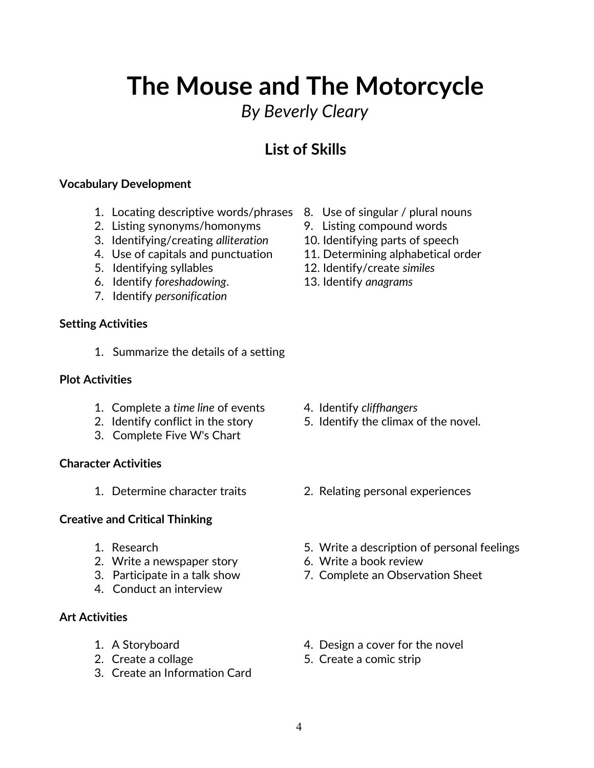# The Mouse and The Motorcycle

*By Beverly Cleary*

## List of Skills

**Vocabulary Development**

1. Locating descriptive words/phrases
2. Listing synonyms/homonyms
3. Identifying/creating *alliteration*
4. Use of capitals and punctuation
5. Identifying syllables
6. Identify *foreshadowing*.
7. Identify *personification*
8. Use of singular / plural nouns
9. Listing compound words
10. Identifying parts of speech
11. Determining alphabetical order
12. Identify/create *similes*
13. Identify *anagrams*

**Setting Activities**

1. Summarize the details of a setting

**Plot Activities**

1. Complete a *time line* of events
2. Identify conflict in the story
3. Complete Five W's Chart
4. Identify *cliffhangers*
5. Identify the climax of the novel.

**Character Activities**

1. Determine character traits
2. Relating personal experiences

**Creative and Critical Thinking**

1. Research
2. Write a newspaper story
3. Participate in a talk show
4. Conduct an interview
5. Write a description of personal feelings
6. Write a book review
7. Complete an Observation Sheet

**Art Activities**

1. A Storyboard
2. Create a collage
3. Create an Information Card
4. Design a cover for the novel
5. Create a comic strip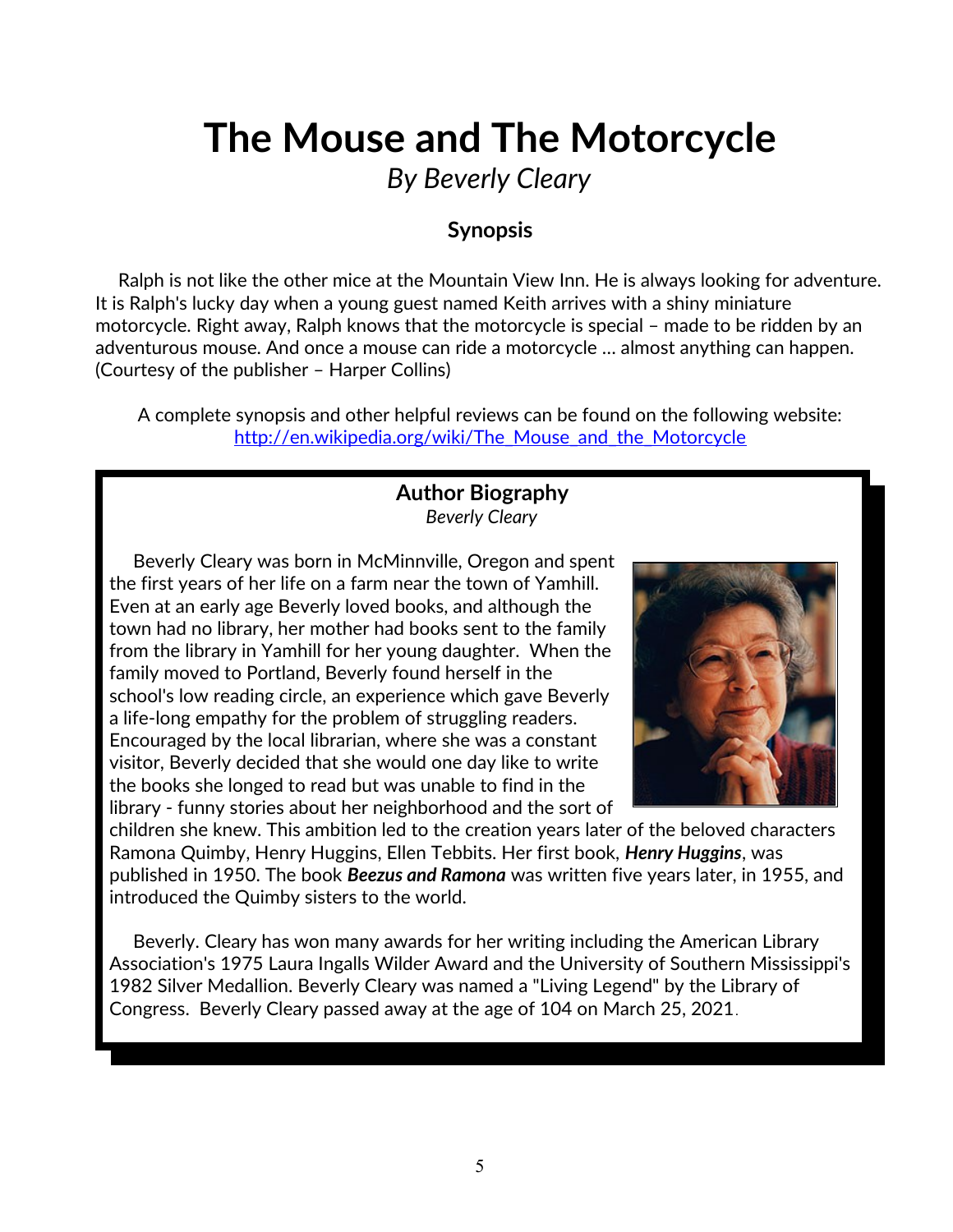# The Mouse and The Motorcycle

*By Beverly Cleary*

### Synopsis

Ralph is not like the other mice at the Mountain View Inn. He is always looking for adventure. It is Ralph's lucky day when a young guest named Keith arrives with a shiny miniature motorcycle. Right away, Ralph knows that the motorcycle is special – made to be ridden by an adventurous mouse. And once a mouse can ride a motorcycle ... almost anything can happen. (Courtesy of the publisher – Harper Collins)

A complete synopsis and other helpful reviews can be found on the following website: http://en.wikipedia.org/wiki/The_Mouse_and_the_Motorcycle

### Author Biography

*Beverly Cleary*

Beverly Cleary was born in McMinnville, Oregon and spent the first years of her life on a farm near the town of Yamhill. Even at an early age Beverly loved books, and although the town had no library, her mother had books sent to the family from the library in Yamhill for her young daughter. When the family moved to Portland, Beverly found herself in the school's low reading circle, an experience which gave Beverly a life-long empathy for the problem of struggling readers. Encouraged by the local librarian, where she was a constant visitor, Beverly decided that she would one day like to write the books she longed to read but was unable to find in the library - funny stories about her neighborhood and the sort of children she knew. This ambition led to the creation years later of the beloved characters Ramona Quimby, Henry Huggins, Ellen Tebbits. Her first book, ***Henry Huggins***, was published in 1950. The book ***Beezus and Ramona*** was written five years later, in 1955, and introduced the Quimby sisters to the world.

Beverly. Cleary has won many awards for her writing including the American Library Association's 1975 Laura Ingalls Wilder Award and the University of Southern Mississippi's 1982 Silver Medallion. Beverly Cleary was named a "Living Legend" by the Library of Congress. Beverly Cleary passed away at the age of 104 on March 25, 2021.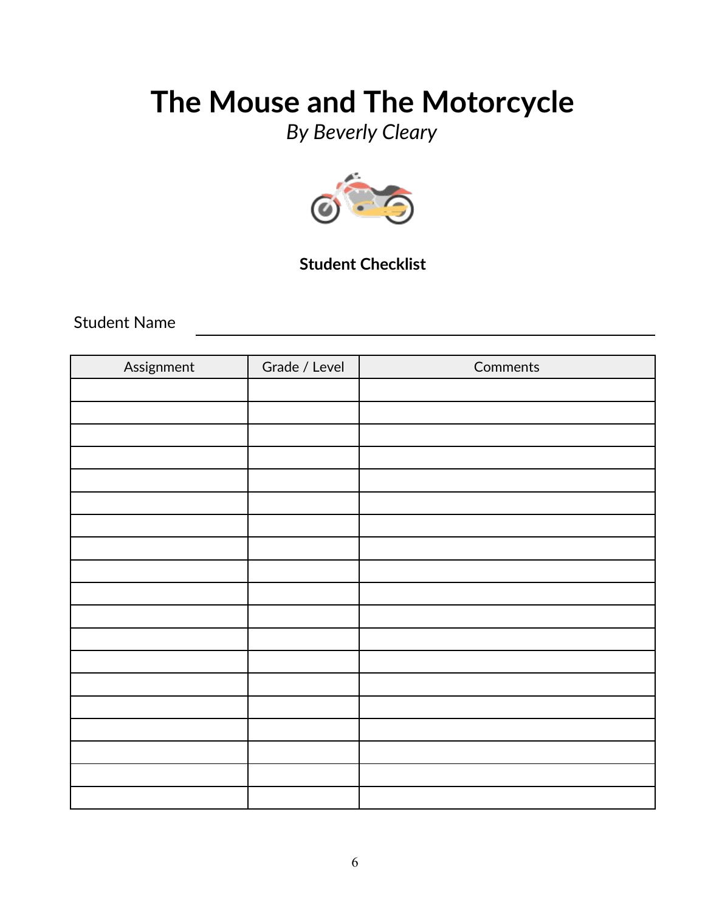# The Mouse and The Motorcycle

*By Beverly Cleary*

**Student Checklist**

Student Name ______________________________

| Assignment | Grade / Level | Comments |
| --- | --- | --- |
| | | |
| | | |
| | | |
| | | |
| | | |
| | | |
| | | |
| | | |
| | | |
| | | |
| | | |
| | | |
| | | |
| | | |
| | | |
| | | |
| | | |
| | | |
| | | |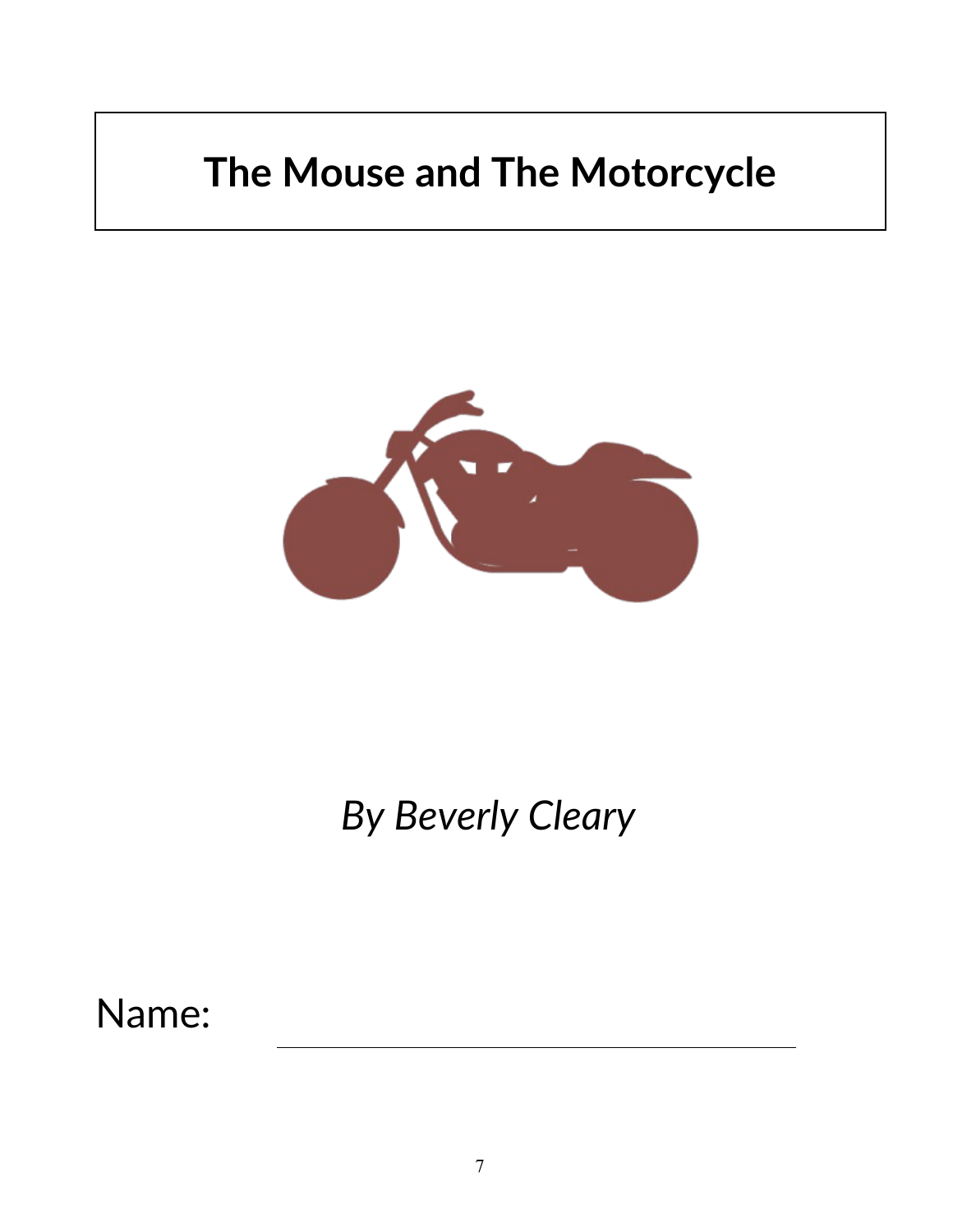# The Mouse and The Motorcycle

*By Beverly Cleary*

Name: ______________________________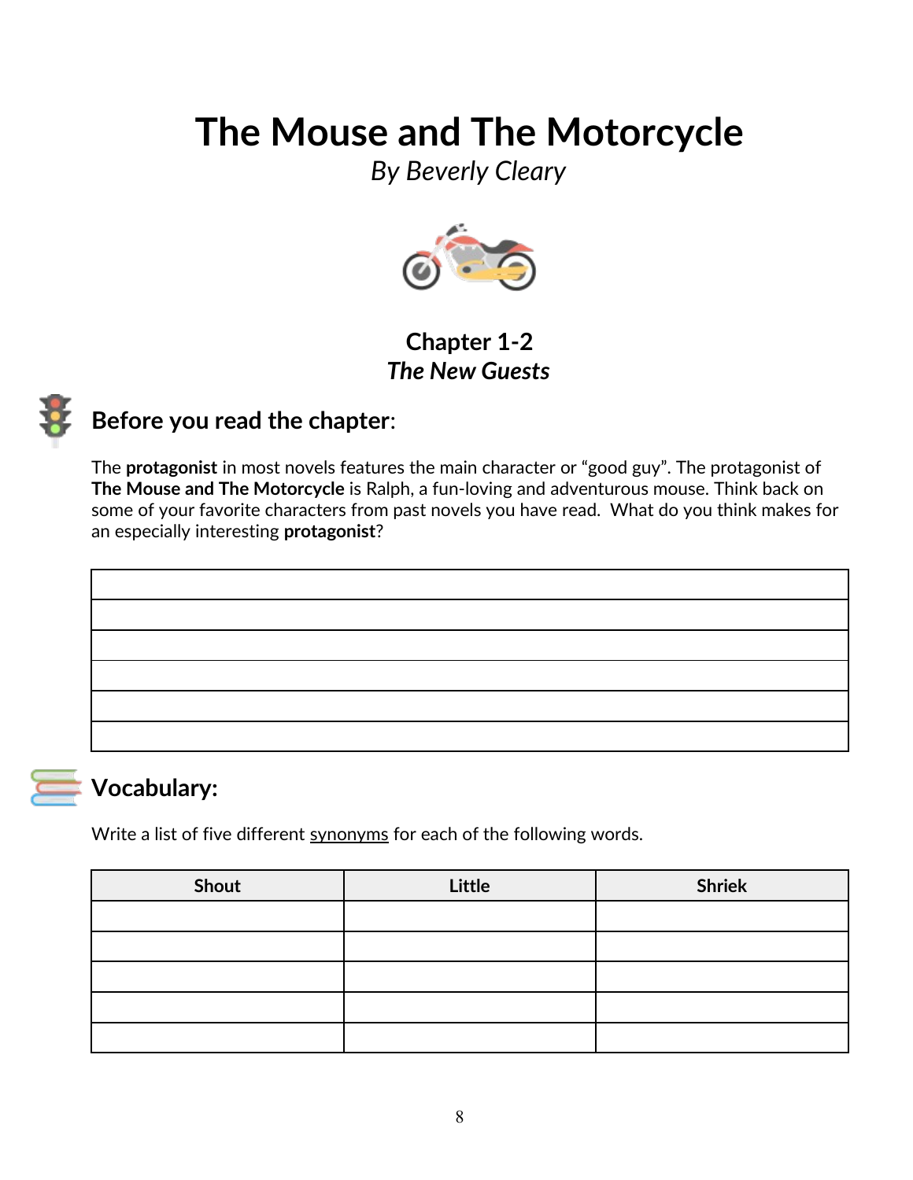# The Mouse and The Motorcycle

*By Beverly Cleary*

## Chapter 1-2
### *The New Guests*

## Before you read the chapter:

The **protagonist** in most novels features the main character or "good guy". The protagonist of **The Mouse and The Motorcycle** is Ralph, a fun-loving and adventurous mouse. Think back on some of your favorite characters from past novels you have read. What do you think makes for an especially interesting **protagonist**?

| |
|---|
| |
| |
| |
| |
| |
| |

## Vocabulary:

Write a list of five different synonyms for each of the following words.

| Shout | Little | Shriek |
|---|---|---|
| | | |
| | | |
| | | |
| | | |
| | | |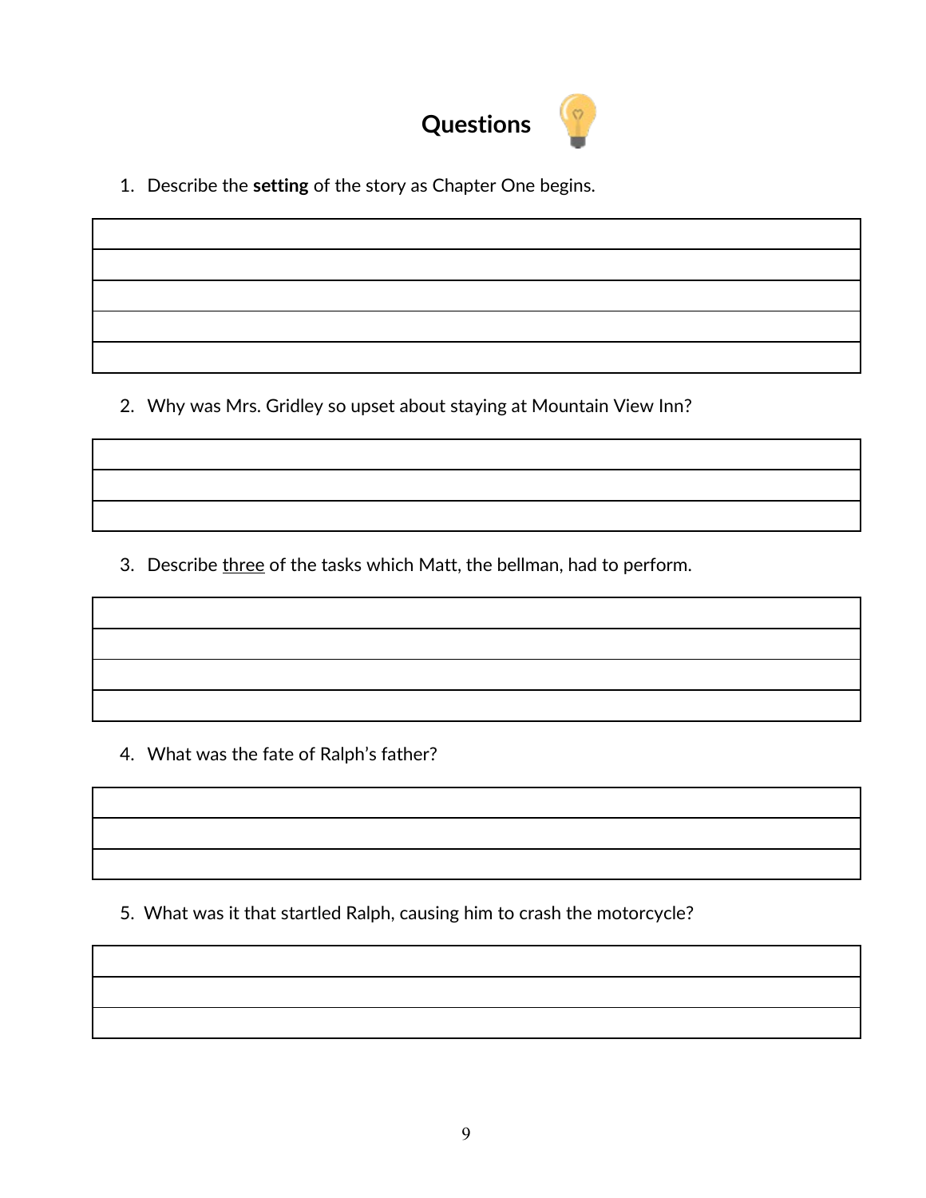# Questions

1. Describe the **setting** of the story as Chapter One begins.

|  |
|---|
|  |
|  |
|  |
|  |

2. Why was Mrs. Gridley so upset about staying at Mountain View Inn?

|  |
|---|
|  |
|  |

3. Describe <u>three</u> of the tasks which Matt, the bellman, had to perform.

|  |
|---|
|  |
|  |
|  |

4. What was the fate of Ralph's father?

|  |
|---|
|  |
|  |

5. What was it that startled Ralph, causing him to crash the motorcycle?

|  |
|---|
|  |
|  |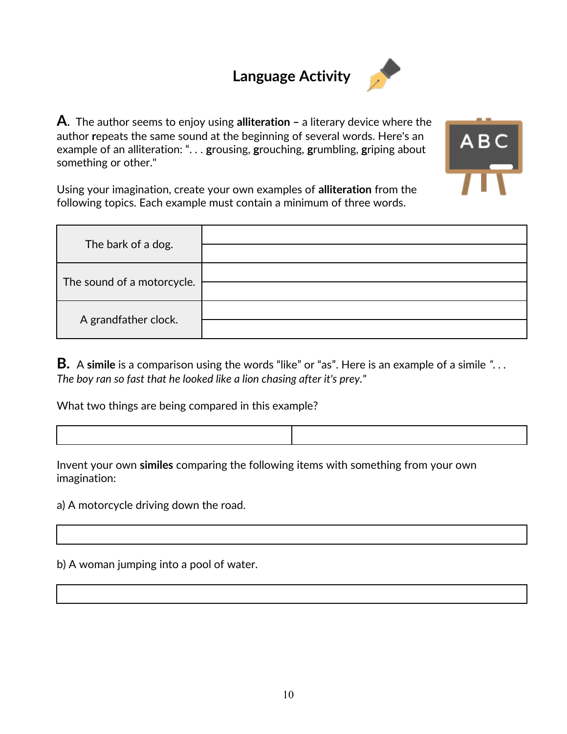# Language Activity

**A.** The author seems to enjoy using **alliteration** – a literary device where the author **r**epeats the same sound at the beginning of several words. Here's an example of an alliteration: ". . . **g**rousing, **g**rouching, **g**rumbling, **g**riping about something or other."

Using your imagination, create your own examples of **alliteration** from the following topics. Each example must contain a minimum of three words.

| | |
|---|---|
| The bark of a dog. | |
| | |
| The sound of a motorcycle. | |
| | |
| A grandfather clock. | |
| | |

**B.** A **simile** is a comparison using the words "like" or "as". Here is an example of a simile ". . . *The boy ran so fast that he looked like a lion chasing after it's prey."*

What two things are being compared in this example?

| | |
|---|---|
| | |

Invent your own **similes** comparing the following items with something from your own imagination:

a) A motorcycle driving down the road.

| |
|---|
| |

b) A woman jumping into a pool of water.

| |
|---|
| |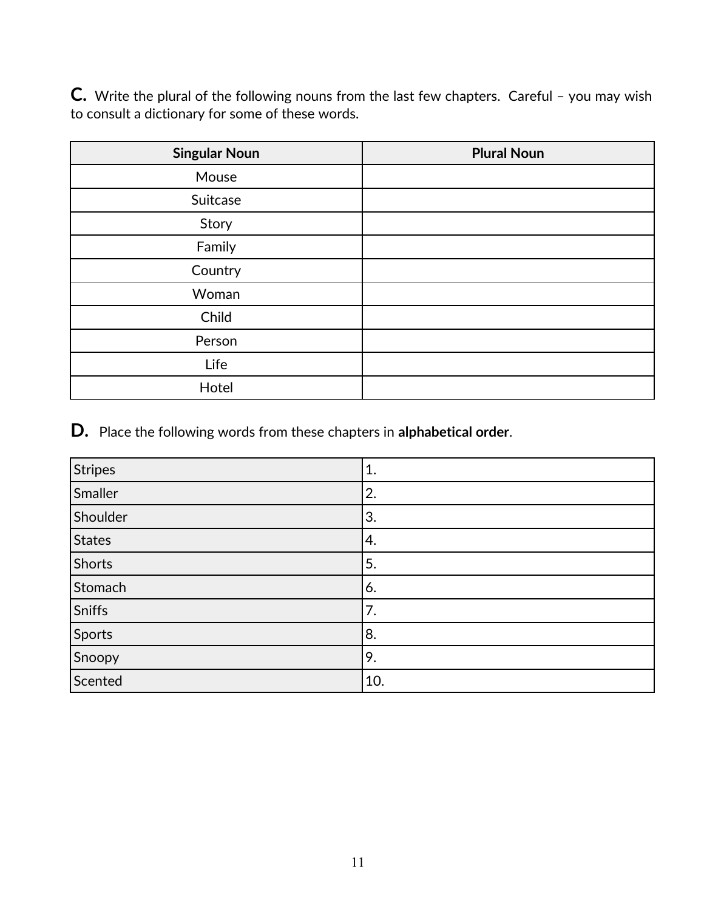**C.** Write the plural of the following nouns from the last few chapters. Careful – you may wish to consult a dictionary for some of these words.

| Singular Noun | Plural Noun |
|---|---|
| Mouse | |
| Suitcase | |
| Story | |
| Family | |
| Country | |
| Woman | |
| Child | |
| Person | |
| Life | |
| Hotel | |

**D.** Place the following words from these chapters in **alphabetical order**.

| | |
|---|---|
| Stripes | 1. |
| Smaller | 2. |
| Shoulder | 3. |
| States | 4. |
| Shorts | 5. |
| Stomach | 6. |
| Sniffs | 7. |
| Sports | 8. |
| Snoopy | 9. |
| Scented | 10. |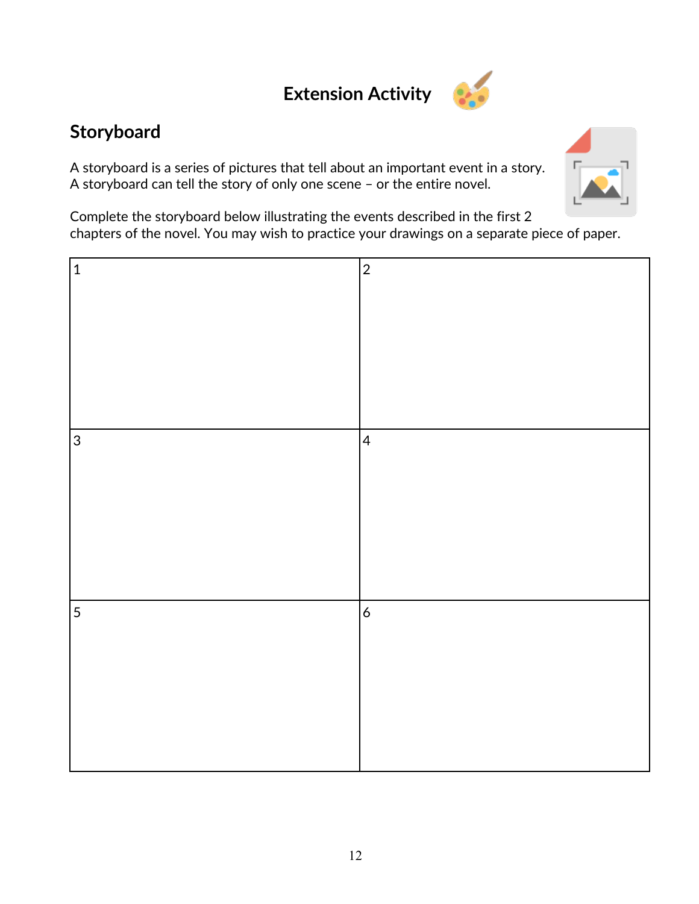# Extension Activity

## Storyboard

A storyboard is a series of pictures that tell about an important event in a story. A storyboard can tell the story of only one scene – or the entire novel.

Complete the storyboard below illustrating the events described in the first 2 chapters of the novel. You may wish to practice your drawings on a separate piece of paper.

| | |
|---|---|
| 1 | 2 |
| 3 | 4 |
| 5 | 6 |